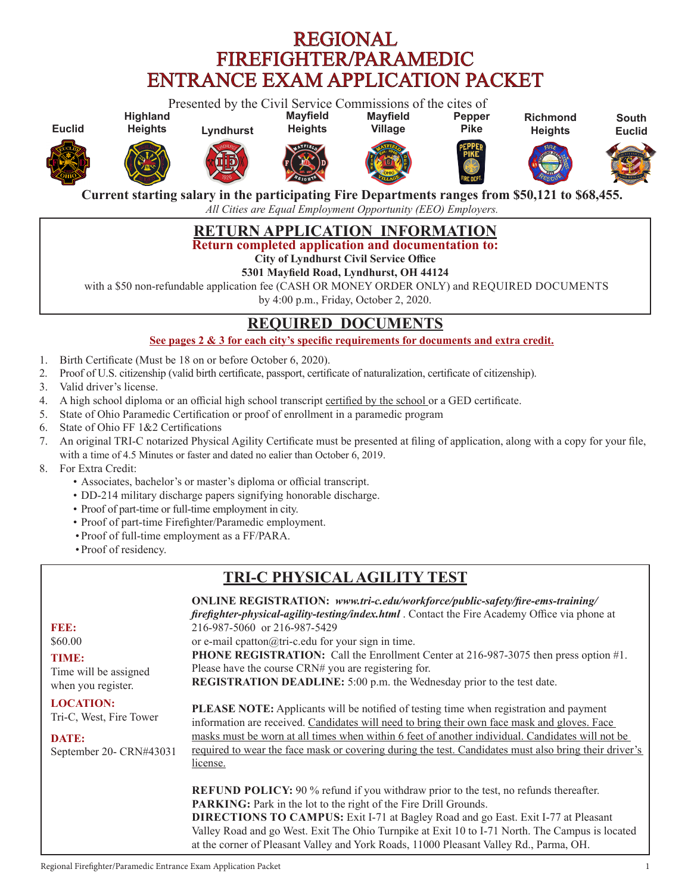# REGIONAL FIREFIGHTER/PARAMEDIC ENTRANCE EXAM APPLICATION PACKET

Presented by the Civil Service Commissions of the cites of

Euclid, Highland Heights, Lyndhurst, Mayfield Heights, Mayfield Village, Pepper Pike, Richmond Heights, South Euclid

**Current starting salary in the participating Fire Departments ranges from $50,121 to $68,455.**

*All Cities are Equal Employment Opportunity (EEO) Employers.*

## RETURN APPLICATION INFORMATION

**Return completed application and documentation to:**

**City of Lyndhurst Civil Service Office**

**5301 Mayfield Road, Lyndhurst, OH 44124**

with a $50 non-refundable application fee (CASH OR MONEY ORDER ONLY) and REQUIRED DOCUMENTS by 4:00 p.m., Friday, October 2, 2020.

## REQUIRED DOCUMENTS

**See pages 2 & 3 for each city's specific requirements for documents and extra credit.**

1. Birth Certificate (Must be 18 on or before October 6, 2020).
2. Proof of U.S. citizenship (valid birth certificate, passport, certificate of naturalization, certificate of citizenship).
3. Valid driver's license.
4. A high school diploma or an official high school transcript certified by the school or a GED certificate.
5. State of Ohio Paramedic Certification or proof of enrollment in a paramedic program
6. State of Ohio FF 1&2 Certifications
7. An original TRI-C notarized Physical Agility Certificate must be presented at filing of application, along with a copy for your file, with a time of 4.5 Minutes or faster and dated no ealier than October 6, 2019.
8. For Extra Credit:
   - Associates, bachelor's or master's diploma or official transcript.
   - DD-214 military discharge papers signifying honorable discharge.
   - Proof of part-time or full-time employment in city.
   - Proof of part-time Firefighter/Paramedic employment.
   - Proof of full-time employment as a FF/PARA.
   - Proof of residency.

## TRI-C PHYSICAL AGILITY TEST

**FEE:**
$60.00

**TIME:**
Time will be assigned when you register.

**LOCATION:**
Tri-C, West, Fire Tower

**DATE:**
September 20- CRN#43031

**ONLINE REGISTRATION:** ***www.tri-c.edu/workforce/public-safety/fire-ems-training/firefighter-physical-agility-testing/index.html*** . Contact the Fire Academy Office via phone at 216-987-5060 or 216-987-5429 or e-mail cpatton@tri-c.edu for your sign in time.

**PHONE REGISTRATION:** Call the Enrollment Center at 216-987-3075 then press option #1. Please have the course CRN# you are registering for.

**REGISTRATION DEADLINE:** 5:00 p.m. the Wednesday prior to the test date.

**PLEASE NOTE:** Applicants will be notified of testing time when registration and payment information are received. Candidates will need to bring their own face mask and gloves. Face masks must be worn at all times when within 6 feet of another individual. Candidates will not be required to wear the face mask or covering during the test. Candidates must also bring their driver's license.

**REFUND POLICY:** 90 % refund if you withdraw prior to the test, no refunds thereafter.

**PARKING:** Park in the lot to the right of the Fire Drill Grounds.

**DIRECTIONS TO CAMPUS:** Exit I-71 at Bagley Road and go East. Exit I-77 at Pleasant Valley Road and go West. Exit The Ohio Turnpike at Exit 10 to I-71 North. The Campus is located at the corner of Pleasant Valley and York Roads, 11000 Pleasant Valley Rd., Parma, OH.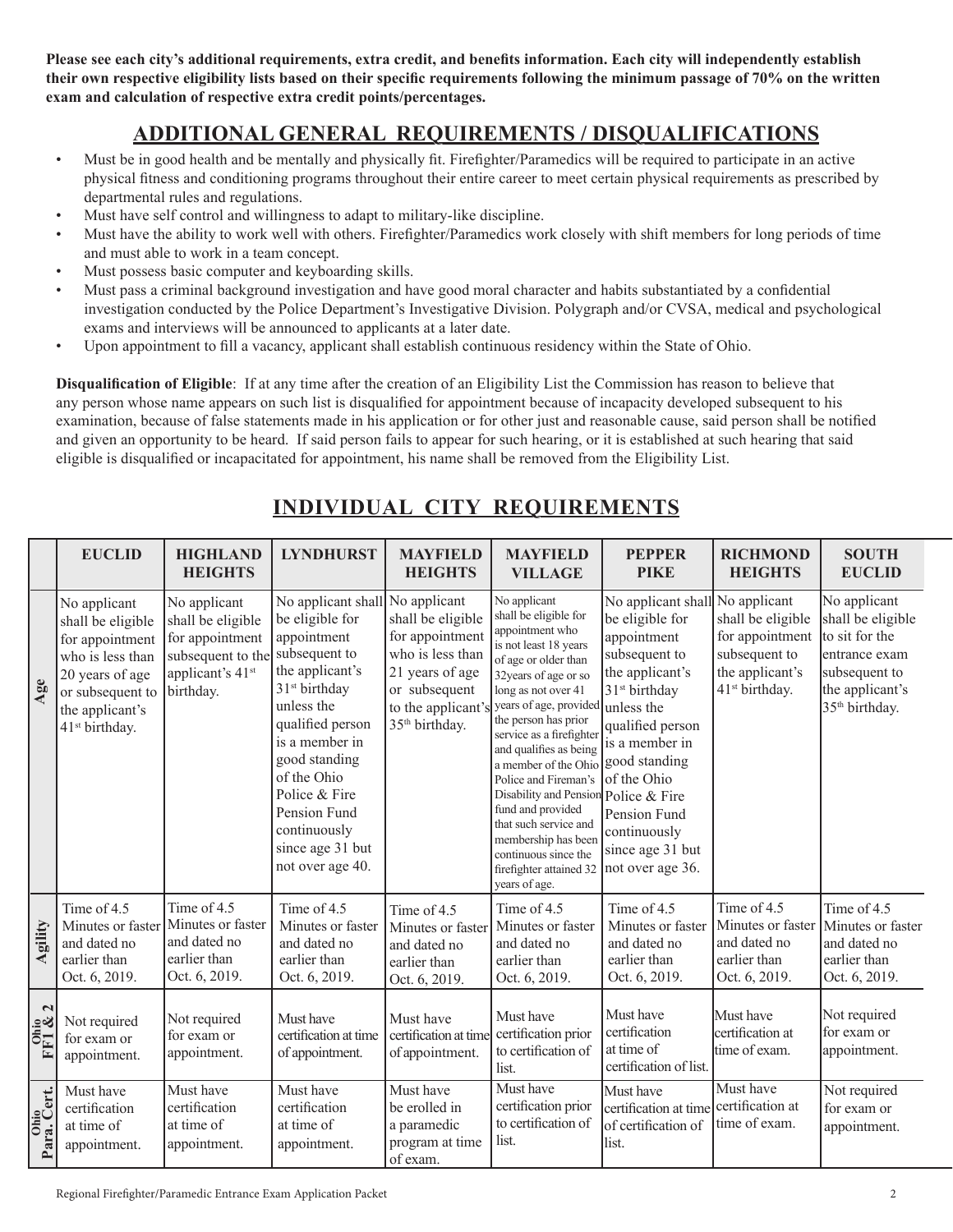**Please see each city's additional requirements, extra credit, and benefits information. Each city will independently establish their own respective eligibility lists based on their specific requirements following the minimum passage of 70% on the written exam and calculation of respective extra credit points/percentages.**

## ADDITIONAL GENERAL REQUIREMENTS / DISQUALIFICATIONS

- Must be in good health and be mentally and physically fit. Firefighter/Paramedics will be required to participate in an active physical fitness and conditioning programs throughout their entire career to meet certain physical requirements as prescribed by departmental rules and regulations.
- Must have self control and willingness to adapt to military-like discipline.
- Must have the ability to work well with others. Firefighter/Paramedics work closely with shift members for long periods of time and must able to work in a team concept.
- Must possess basic computer and keyboarding skills.
- Must pass a criminal background investigation and have good moral character and habits substantiated by a confidential investigation conducted by the Police Department's Investigative Division. Polygraph and/or CVSA, medical and psychological exams and interviews will be announced to applicants at a later date.
- Upon appointment to fill a vacancy, applicant shall establish continuous residency within the State of Ohio.

**Disqualification of Eligible**: If at any time after the creation of an Eligibility List the Commission has reason to believe that any person whose name appears on such list is disqualified for appointment because of incapacity developed subsequent to his examination, because of false statements made in his application or for other just and reasonable cause, said person shall be notified and given an opportunity to be heard. If said person fails to appear for such hearing, or it is established at such hearing that said eligible is disqualified or incapacitated for appointment, his name shall be removed from the Eligibility List.

## INDIVIDUAL CITY REQUIREMENTS

| | EUCLID | HIGHLAND HEIGHTS | LYNDHURST | MAYFIELD HEIGHTS | MAYFIELD VILLAGE | PEPPER PIKE | RICHMOND HEIGHTS | SOUTH EUCLID |
|---|---|---|---|---|---|---|---|---|
| **Age** | No applicant shall be eligible for appointment who is less than 20 years of age or subsequent to the applicant's 41st birthday. | No applicant shall be eligible for appointment subsequent to the applicant's 41st birthday. | No applicant shall be eligible for appointment subsequent to the applicant's 31st birthday unless the qualified person is a member in good standing of the Ohio Police & Fire Pension Fund continuously since age 31 but not over age 40. | No applicant shall be eligible for appointment who is less than 21 years of age or subsequent to the applicant's 35th birthday. | No applicant shall be eligible for appointment who is not least 18 years of age or older than 32years of age or so long as not over 41 years of age, provided the person has prior service as a firefighter and qualifies as being a member of the Ohio Police and Fireman's Disability and Pension fund and provided that such service and membership has been continuous since the firefighter attained 32 years of age. | No applicant shall be eligible for appointment subsequent to the applicant's 31st birthday unless the qualified person is a member in good standing of the Ohio Police & Fire Pension Fund continuously since age 31 but not over age 36. | No applicant shall be eligible for appointment subsequent to the applicant's 41st birthday. | No applicant shall be eligible to sit for the entrance exam subsequent to the applicant's 35th birthday. |
| **Agility** | Time of 4.5 Minutes or faster and dated no earlier than Oct. 6, 2019. | Time of 4.5 Minutes or faster and dated no earlier than Oct. 6, 2019. | Time of 4.5 Minutes or faster and dated no earlier than Oct. 6, 2019. | Time of 4.5 Minutes or faster and dated no earlier than Oct. 6, 2019. | Time of 4.5 Minutes or faster and dated no earlier than Oct. 6, 2019. | Time of 4.5 Minutes or faster and dated no earlier than Oct. 6, 2019. | Time of 4.5 Minutes or faster and dated no earlier than Oct. 6, 2019. | Time of 4.5 Minutes or faster and dated no earlier than Oct. 6, 2019. |
| **Ohio FF1 & 2** | Not required for exam or appointment. | Not required for exam or appointment. | Must have certification at time of appointment. | Must have certification at time of appointment. | Must have certification prior to certification of list. | Must have certification at time of certification of list. | Must have certification at time of exam. | Not required for exam or appointment. |
| **Ohio Para. Cert.** | Must have certification at time of appointment. | Must have certification at time of appointment. | Must have certification at time of appointment. | Must have be erolled in a paramedic program at time of exam. | Must have certification prior to certification of list. | Must have certification at time of certification of list. | Must have certification at time of exam. | Not required for exam or appointment. |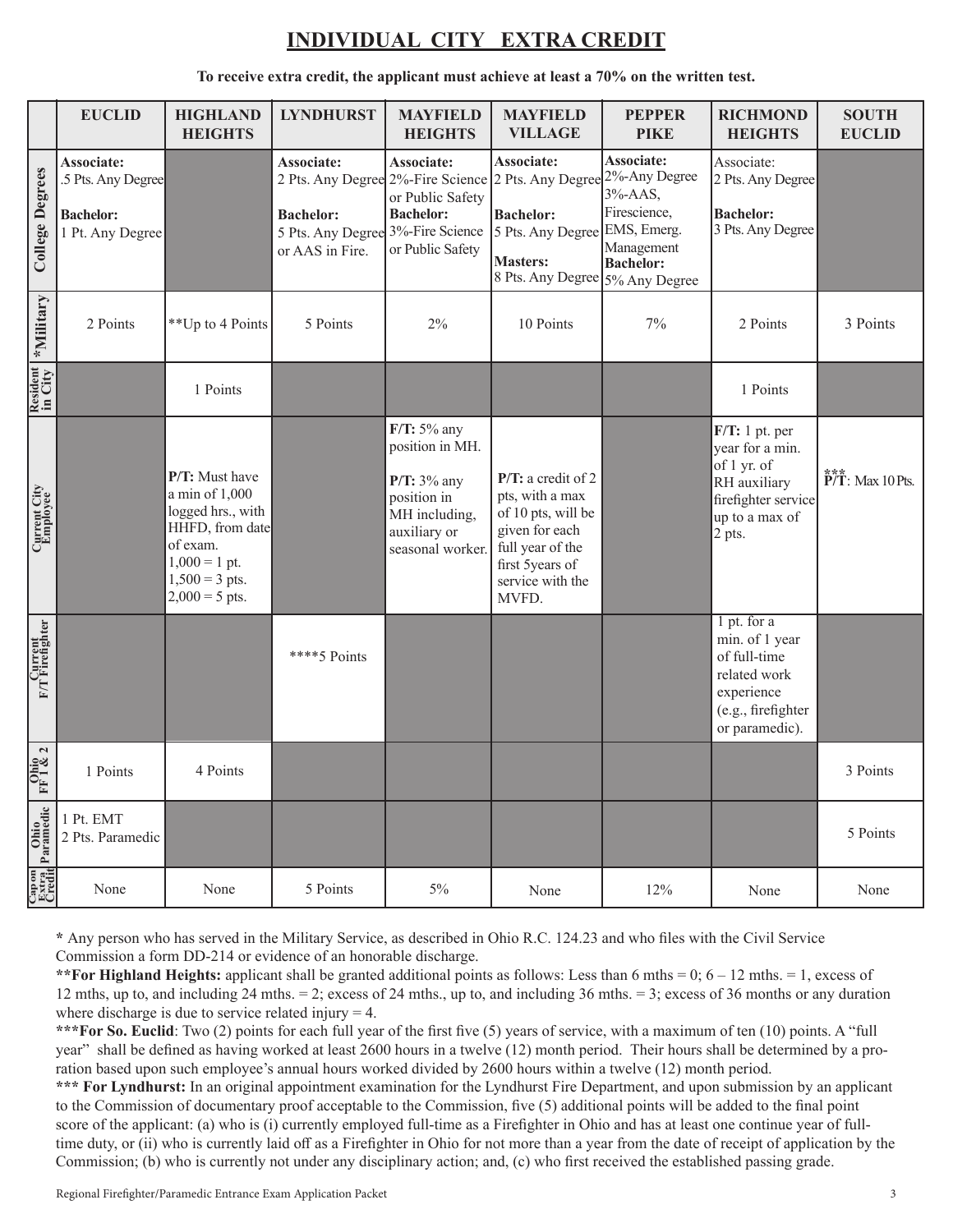# INDIVIDUAL CITY EXTRA CREDIT

**To receive extra credit, the applicant must achieve at least a 70% on the written test.**

| | EUCLID | HIGHLAND HEIGHTS | LYNDHURST | MAYFIELD HEIGHTS | MAYFIELD VILLAGE | PEPPER PIKE | RICHMOND HEIGHTS | SOUTH EUCLID |
|---|---|---|---|---|---|---|---|---|
| **College Degrees** | **Associate:** .5 Pts. Any Degree<br>**Bachelor:** 1 Pt. Any Degree | | **Associate:** 2 Pts. Any Degree<br>**Bachelor:** 5 Pts. Any Degree or AAS in Fire. | **Associate:** 2%-Fire Science or Public Safety<br>**Bachelor:** 3%-Fire Science or Public Safety | **Associate:** 2 Pts. Any Degree<br>**Bachelor:** 5 Pts. Any Degree<br>**Masters:** 8 Pts. Any Degree | **Associate:** 2%-Any Degree 3%-AAS, Firescience, EMS, Emerg. Management<br>**Bachelor:** 5% Any Degree | Associate: 2 Pts. Any Degree<br>**Bachelor:** 3 Pts. Any Degree | |
| ***Military** | 2 Points | **Up to 4 Points | 5 Points | 2% | 10 Points | 7% | 2 Points | 3 Points |
| **Resident in City** | | 1 Points | | | | | 1 Points | |
| **Current City Employee** | | **P/T:** Must have a min of 1,000 logged hrs., with HHFD, from date of exam.<br>1,000 = 1 pt.<br>1,500 = 3 pts.<br>2,000 = 5 pts. | | **F/T:** 5% any position in MH.<br>**P/T:** 3% any position in MH including, auxiliary or seasonal worker. | **P/T:** a credit of 2 pts, with a max of 10 pts, will be given for each full year of the first 5years of service with the MVFD. | | **F/T:** 1 pt. per year for a min. of 1 yr. of RH auxiliary firefighter service up to a max of 2 pts. | *** **P/T**: Max 10 Pts. |
| **Current F/T Firefighter** | | | ****5 Points | | | | 1 pt. for a min. of 1 year of full-time related work experience (e.g., firefighter or paramedic). | |
| **Ohio FF 1 & 2** | 1 Points | 4 Points | | | | | | 3 Points |
| **Ohio Paramedic** | 1 Pt. EMT<br>2 Pts. Paramedic | | | | | | | 5 Points |
| **Capon Extra Credit** | None | None | 5 Points | 5% | None | 12% | None | None |

**\*** Any person who has served in the Military Service, as described in Ohio R.C. 124.23 and who files with the Civil Service Commission a form DD-214 or evidence of an honorable discharge.

**\*\*For Highland Heights:** applicant shall be granted additional points as follows: Less than 6 mths = 0; 6 – 12 mths. = 1, excess of 12 mths, up to, and including 24 mths. = 2; excess of 24 mths., up to, and including 36 mths. = 3; excess of 36 months or any duration where discharge is due to service related injury = 4.

**\*\*\*For So. Euclid**: Two (2) points for each full year of the first five (5) years of service, with a maximum of ten (10) points. A "full year" shall be defined as having worked at least 2600 hours in a twelve (12) month period. Their hours shall be determined by a proration based upon such employee's annual hours worked divided by 2600 hours within a twelve (12) month period.

**\*\*\* For Lyndhurst:** In an original appointment examination for the Lyndhurst Fire Department, and upon submission by an applicant to the Commission of documentary proof acceptable to the Commission, five (5) additional points will be added to the final point score of the applicant: (a) who is (i) currently employed full-time as a Firefighter in Ohio and has at least one continue year of full-time duty, or (ii) who is currently laid off as a Firefighter in Ohio for not more than a year from the date of receipt of application by the Commission; (b) who is currently not under any disciplinary action; and, (c) who first received the established passing grade.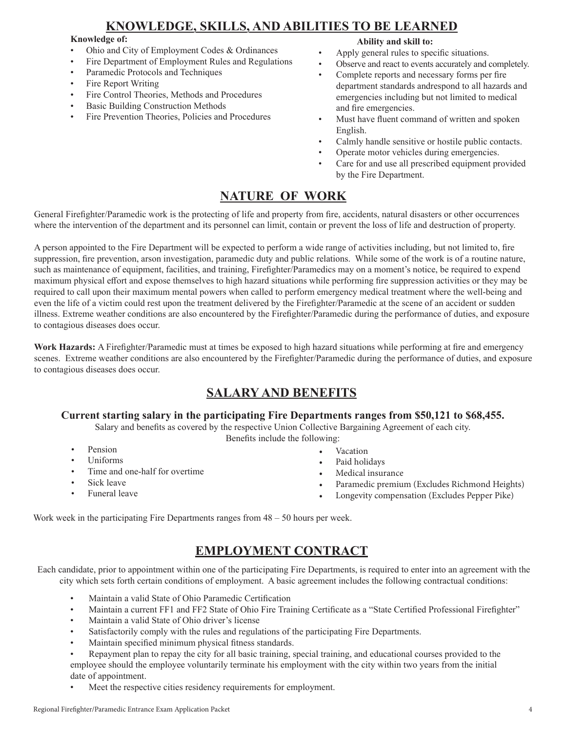## KNOWLEDGE, SKILLS, AND ABILITIES TO BE LEARNED

**Knowledge of:**

- Ohio and City of Employment Codes & Ordinances
- Fire Department of Employment Rules and Regulations
- Paramedic Protocols and Techniques
- Fire Report Writing
- Fire Control Theories, Methods and Procedures
- Basic Building Construction Methods
- Fire Prevention Theories, Policies and Procedures

**Ability and skill to:**

- Apply general rules to specific situations.
- Observe and react to events accurately and completely.
- Complete reports and necessary forms per fire department standards andrespond to all hazards and emergencies including but not limited to medical and fire emergencies.
- Must have fluent command of written and spoken English.
- Calmly handle sensitive or hostile public contacts.
- Operate motor vehicles during emergencies.
- Care for and use all prescribed equipment provided by the Fire Department.

## NATURE OF WORK

General Firefighter/Paramedic work is the protecting of life and property from fire, accidents, natural disasters or other occurrences where the intervention of the department and its personnel can limit, contain or prevent the loss of life and destruction of property.

A person appointed to the Fire Department will be expected to perform a wide range of activities including, but not limited to, fire suppression, fire prevention, arson investigation, paramedic duty and public relations. While some of the work is of a routine nature, such as maintenance of equipment, facilities, and training, Firefighter/Paramedics may on a moment's notice, be required to expend maximum physical effort and expose themselves to high hazard situations while performing fire suppression activities or they may be required to call upon their maximum mental powers when called to perform emergency medical treatment where the well-being and even the life of a victim could rest upon the treatment delivered by the Firefighter/Paramedic at the scene of an accident or sudden illness. Extreme weather conditions are also encountered by the Firefighter/Paramedic during the performance of duties, and exposure to contagious diseases does occur.

**Work Hazards:** A Firefighter/Paramedic must at times be exposed to high hazard situations while performing at fire and emergency scenes. Extreme weather conditions are also encountered by the Firefighter/Paramedic during the performance of duties, and exposure to contagious diseases does occur.

## SALARY AND BENEFITS

**Current starting salary in the participating Fire Departments ranges from $50,121 to $68,455.**

Salary and benefits as covered by the respective Union Collective Bargaining Agreement of each city.

Benefits include the following:

- Pension
- Uniforms
- Time and one-half for overtime
- Sick leave
- Funeral leave
- Vacation
- Paid holidays
- Medical insurance
- Paramedic premium (Excludes Richmond Heights)
- Longevity compensation (Excludes Pepper Pike)

Work week in the participating Fire Departments ranges from 48 – 50 hours per week.

## EMPLOYMENT CONTRACT

Each candidate, prior to appointment within one of the participating Fire Departments, is required to enter into an agreement with the city which sets forth certain conditions of employment. A basic agreement includes the following contractual conditions:

- Maintain a valid State of Ohio Paramedic Certification
- Maintain a current FF1 and FF2 State of Ohio Fire Training Certificate as a "State Certified Professional Firefighter"
- Maintain a valid State of Ohio driver's license
- Satisfactorily comply with the rules and regulations of the participating Fire Departments.
- Maintain specified minimum physical fitness standards.
- Repayment plan to repay the city for all basic training, special training, and educational courses provided to the employee should the employee voluntarily terminate his employment with the city within two years from the initial date of appointment.
- Meet the respective cities residency requirements for employment.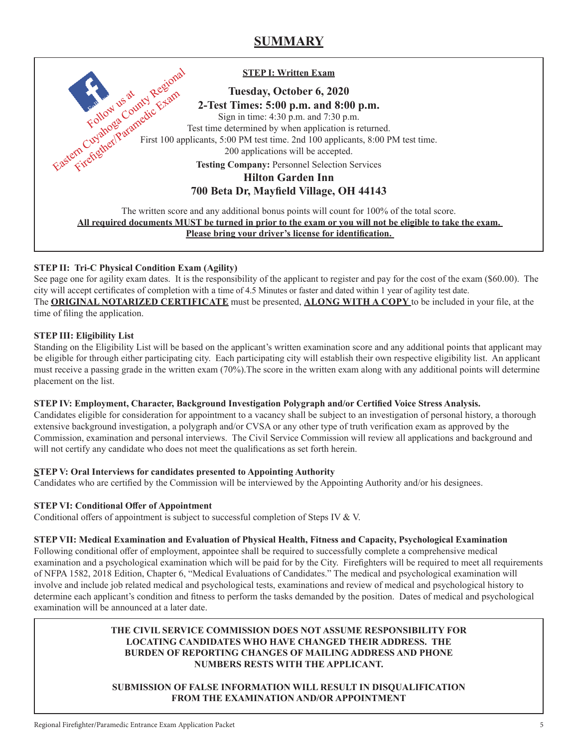# SUMMARY

Follow us at Eastern Cuyahoga County Regional Firefigther/Paramedic Exam

**STEP I: Written Exam**

**Tuesday, October 6, 2020**

**2-Test Times: 5:00 p.m. and 8:00 p.m.**

Sign in time: 4:30 p.m. and 7:30 p.m.

Test time determined by when application is returned.

First 100 applicants, 5:00 PM test time. 2nd 100 applicants, 8:00 PM test time.

200 applications will be accepted.

**Testing Company:** Personnel Selection Services

**Hilton Garden Inn**

**700 Beta Dr, Mayfield Village, OH 44143**

The written score and any additional bonus points will count for 100% of the total score.

**All required documents MUST be turned in prior to the exam or you will not be eligible to take the exam.**

**Please bring your driver's license for identification.**

**STEP II: Tri-C Physical Condition Exam (Agility)**

See page one for agility exam dates. It is the responsibility of the applicant to register and pay for the cost of the exam ($60.00). The city will accept certificates of completion with a time of 4.5 Minutes or faster and dated within 1 year of agility test date. The **ORIGINAL NOTARIZED CERTIFICATE** must be presented, **ALONG WITH A COPY** to be included in your file, at the time of filing the application.

**STEP III: Eligibility List**

Standing on the Eligibility List will be based on the applicant's written examination score and any additional points that applicant may be eligible for through either participating city. Each participating city will establish their own respective eligibility list. An applicant must receive a passing grade in the written exam (70%).The score in the written exam along with any additional points will determine placement on the list.

**STEP IV: Employment, Character, Background Investigation Polygraph and/or Certified Voice Stress Analysis.**

Candidates eligible for consideration for appointment to a vacancy shall be subject to an investigation of personal history, a thorough extensive background investigation, a polygraph and/or CVSA or any other type of truth verification exam as approved by the Commission, examination and personal interviews. The Civil Service Commission will review all applications and background and will not certify any candidate who does not meet the qualifications as set forth herein.

**STEP V: Oral Interviews for candidates presented to Appointing Authority**

Candidates who are certified by the Commission will be interviewed by the Appointing Authority and/or his designees.

**STEP VI: Conditional Offer of Appointment**

Conditional offers of appointment is subject to successful completion of Steps IV & V.

**STEP VII: Medical Examination and Evaluation of Physical Health, Fitness and Capacity, Psychological Examination**

Following conditional offer of employment, appointee shall be required to successfully complete a comprehensive medical examination and a psychological examination which will be paid for by the City. Firefighters will be required to meet all requirements of NFPA 1582, 2018 Edition, Chapter 6, "Medical Evaluations of Candidates." The medical and psychological examination will involve and include job related medical and psychological tests, examinations and review of medical and psychological history to determine each applicant's condition and fitness to perform the tasks demanded by the position. Dates of medical and psychological examination will be announced at a later date.

**THE CIVIL SERVICE COMMISSION DOES NOT ASSUME RESPONSIBILITY FOR LOCATING CANDIDATES WHO HAVE CHANGED THEIR ADDRESS. THE BURDEN OF REPORTING CHANGES OF MAILING ADDRESS AND PHONE NUMBERS RESTS WITH THE APPLICANT.**

**SUBMISSION OF FALSE INFORMATION WILL RESULT IN DISQUALIFICATION FROM THE EXAMINATION AND/OR APPOINTMENT**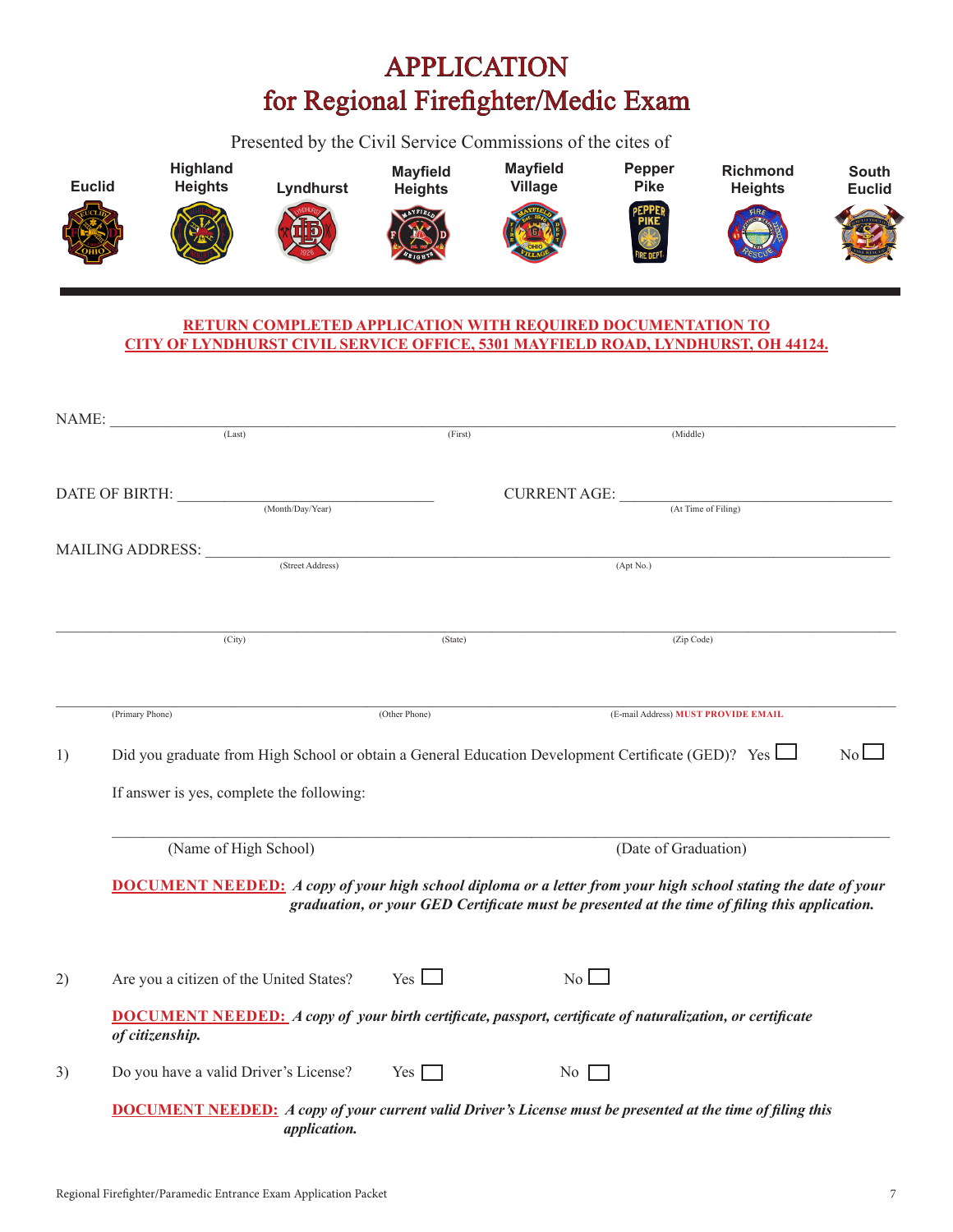# APPLICATION
# for Regional Firefighter/Medic Exam

Presented by the Civil Service Commissions of the cites of

Euclid | Highland Heights | Lyndhurst | Mayfield Heights | Mayfield Village | Pepper Pike | Richmond Heights | South Euclid

**RETURN COMPLETED APPLICATION WITH REQUIRED DOCUMENTATION TO CITY OF LYNDHURST CIVIL SERVICE OFFICE, 5301 MAYFIELD ROAD, LYNDHURST, OH 44124.**

NAME: ________________________________________________
(Last) (First) (Middle)

DATE OF BIRTH: ____________________ CURRENT AGE: ____________________
(Month/Day/Year) (At Time of Filing)

MAILING ADDRESS: ________________________________________________
(Street Address) (Apt No.)

________________________________________________
(City) (State) (Zip Code)

________________________________________________
(Primary Phone) (Other Phone) (E-mail Address) **MUST PROVIDE EMAIL**

1) Did you graduate from High School or obtain a General Education Development Certificate (GED)? Yes ☐ No ☐

If answer is yes, complete the following:

________________________________________________
(Name of High School) (Date of Graduation)

**DOCUMENT NEEDED:** ***A copy of your high school diploma or a letter from your high school stating the date of your graduation, or your GED Certificate must be presented at the time of filing this application.***

2) Are you a citizen of the United States? Yes ☐ No ☐

**DOCUMENT NEEDED:** ***A copy of your birth certificate, passport, certificate of naturalization, or certificate of citizenship.***

3) Do you have a valid Driver's License? Yes ☐ No ☐

**DOCUMENT NEEDED:** ***A copy of your current valid Driver's License must be presented at the time of filing this application.***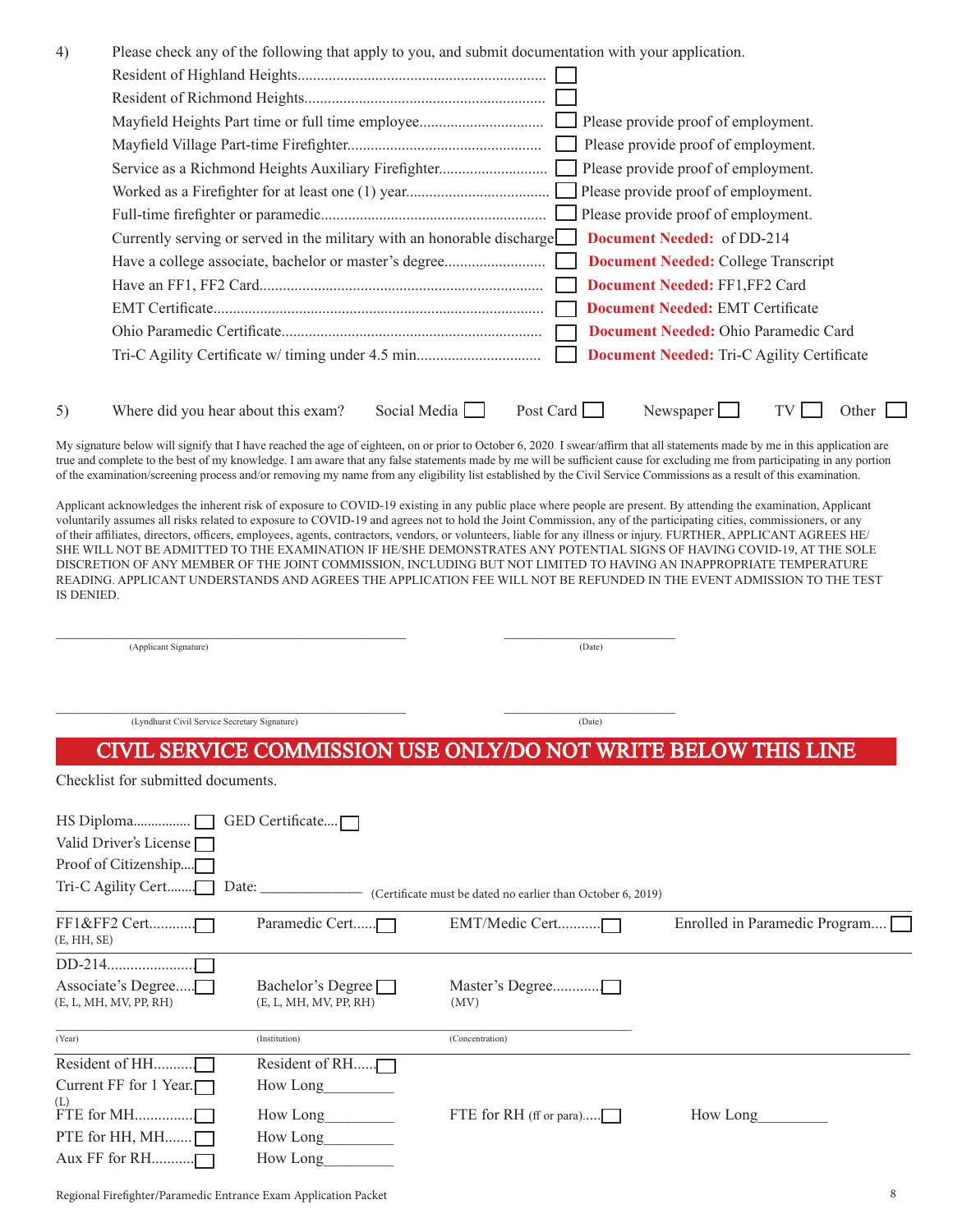4) Please check any of the following that apply to you, and submit documentation with your application.

| | | |
|---|---|---|
| Resident of Highland Heights | ☐ | |
| Resident of Richmond Heights | ☐ | |
| Mayfield Heights Part time or full time employee | ☐ | Please provide proof of employment. |
| Mayfield Village Part-time Firefighter | ☐ | Please provide proof of employment. |
| Service as a Richmond Heights Auxiliary Firefighter | ☐ | Please provide proof of employment. |
| Worked as a Firefighter for at least one (1) year | ☐ | Please provide proof of employment. |
| Full-time firefighter or paramedic | ☐ | Please provide proof of employment. |
| Currently serving or served in the military with an honorable discharge | ☐ | **Document Needed:** of DD-214 |
| Have a college associate, bachelor or master's degree | ☐ | **Document Needed:** College Transcript |
| Have an FF1, FF2 Card | ☐ | **Document Needed:** FF1,FF2 Card |
| EMT Certificate | ☐ | **Document Needed:** EMT Certificate |
| Ohio Paramedic Certificate | ☐ | **Document Needed:** Ohio Paramedic Card |
| Tri-C Agility Certificate w/ timing under 4.5 min | ☐ | **Document Needed:** Tri-C Agility Certificate |

5) Where did you hear about this exam? Social Media ☐ Post Card ☐ Newspaper ☐ TV ☐ Other ☐

My signature below will signify that I have reached the age of eighteen, on or prior to October 6, 2020. I swear/affirm that all statements made by me in this application are true and complete to the best of my knowledge. I am aware that any false statements made by me will be sufficient cause for excluding me from participating in any portion of the examination/screening process and/or removing my name from any eligibility list established by the Civil Service Commissions as a result of this examination.

Applicant acknowledges the inherent risk of exposure to COVID-19 existing in any public place where people are present. By attending the examination, Applicant voluntarily assumes all risks related to exposure to COVID-19 and agrees not to hold the Joint Commission, any of the participating cities, commissioners, or any of their affiliates, directors, officers, employees, agents, contractors, vendors, or volunteers, liable for any illness or injury. FURTHER, APPLICANT AGREES HE/SHE WILL NOT BE ADMITTED TO THE EXAMINATION IF HE/SHE DEMONSTRATES ANY POTENTIAL SIGNS OF HAVING COVID-19, AT THE SOLE DISCRETION OF ANY MEMBER OF THE JOINT COMMISSION, INCLUDING BUT NOT LIMITED TO HAVING AN INAPPROPRIATE TEMPERATURE READING. APPLICANT UNDERSTANDS AND AGREES THE APPLICATION FEE WILL NOT BE REFUNDED IN THE EVENT ADMISSION TO THE TEST IS DENIED.

_______________________________ (Applicant Signature) _______________ (Date)

_______________________________ (Lyndhurst Civil Service Secretary Signature) _______________ (Date)

## CIVIL SERVICE COMMISSION USE ONLY/DO NOT WRITE BELOW THIS LINE

Checklist for submitted documents.

HS Diploma ☐ GED Certificate ☐

Valid Driver's License ☐

Proof of Citizenship ☐

Tri-C Agility Cert ☐ Date: ______________ (Certificate must be dated no earlier than October 6, 2019)

| | | | |
|---|---|---|---|
| FF1&FF2 Cert ☐ (E, HH, SE) | Paramedic Cert ☐ | EMT/Medic Cert ☐ | Enrolled in Paramedic Program ☐ |
| DD-214 ☐ | | | |
| Associate's Degree ☐ (E, L, MH, MV, PP, RH) | Bachelor's Degree ☐ (E, L, MH, MV, PP, RH) | Master's Degree ☐ (MV) | |
| _______ (Year) | _______ (Institution) | _______ (Concentration) | |
| Resident of HH ☐ | Resident of RH ☐ | | |
| Current FF for 1 Year ☐ (L) | How Long_________ | | |
| FTE for MH ☐ | How Long_________ | FTE for RH (ff or para) ☐ | How Long_________ |
| PTE for HH, MH ☐ | How Long_________ | | |
| Aux FF for RH ☐ | How Long_________ | | |

Regional Firefighter/Paramedic Entrance Exam Application Packet